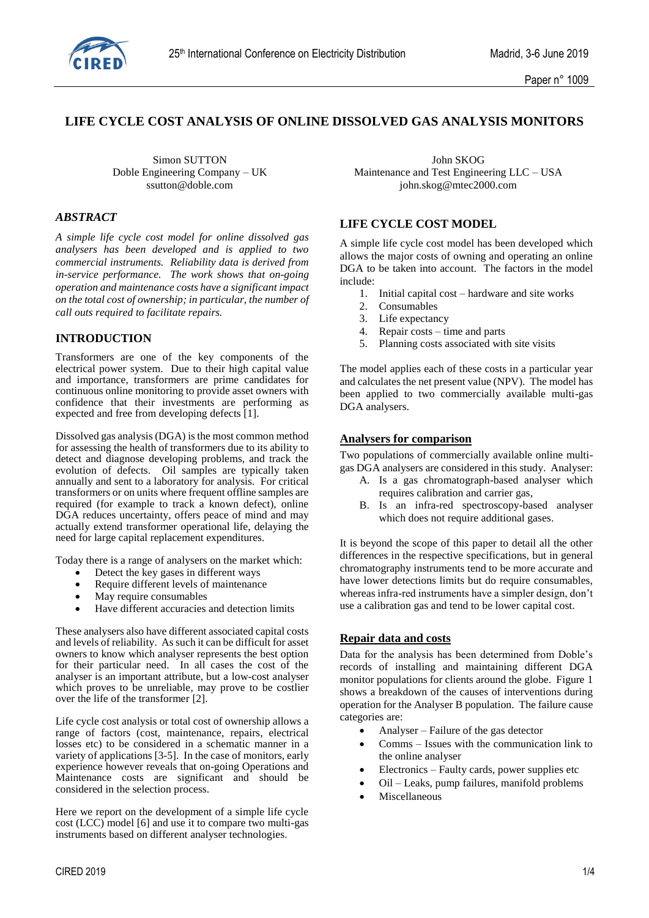# LIFE CYCLE COST ANALYSIS OF ONLINE DISSOLVED GAS ANALYSIS MONITORS

Simon SUTTON
Doble Engineering Company – UK
ssutton@doble.com

John SKOG
Maintenance and Test Engineering LLC – USA
john.skog@mtec2000.com

## *ABSTRACT*

*A simple life cycle cost model for online dissolved gas analysers has been developed and is applied to two commercial instruments. Reliability data is derived from in-service performance. The work shows that on-going operation and maintenance costs have a significant impact on the total cost of ownership; in particular, the number of call outs required to facilitate repairs.*

## INTRODUCTION

Transformers are one of the key components of the electrical power system. Due to their high capital value and importance, transformers are prime candidates for continuous online monitoring to provide asset owners with confidence that their investments are performing as expected and free from developing defects [1].

Dissolved gas analysis (DGA) is the most common method for assessing the health of transformers due to its ability to detect and diagnose developing problems, and track the evolution of defects. Oil samples are typically taken annually and sent to a laboratory for analysis. For critical transformers or on units where frequent offline samples are required (for example to track a known defect), online DGA reduces uncertainty, offers peace of mind and may actually extend transformer operational life, delaying the need for large capital replacement expenditures.

Today there is a range of analysers on the market which:

- Detect the key gases in different ways
- Require different levels of maintenance
- May require consumables
- Have different accuracies and detection limits

These analysers also have different associated capital costs and levels of reliability. As such it can be difficult for asset owners to know which analyser represents the best option for their particular need. In all cases the cost of the analyser is an important attribute, but a low-cost analyser which proves to be unreliable, may prove to be costlier over the life of the transformer [2].

Life cycle cost analysis or total cost of ownership allows a range of factors (cost, maintenance, repairs, electrical losses etc) to be considered in a schematic manner in a variety of applications [3-5]. In the case of monitors, early experience however reveals that on-going Operations and Maintenance costs are significant and should be considered in the selection process.

Here we report on the development of a simple life cycle cost (LCC) model [6] and use it to compare two multi-gas instruments based on different analyser technologies.

## LIFE CYCLE COST MODEL

A simple life cycle cost model has been developed which allows the major costs of owning and operating an online DGA to be taken into account. The factors in the model include:

1. Initial capital cost – hardware and site works
2. Consumables
3. Life expectancy
4. Repair costs – time and parts
5. Planning costs associated with site visits

The model applies each of these costs in a particular year and calculates the net present value (NPV). The model has been applied to two commercially available multi-gas DGA analysers.

### Analysers for comparison

Two populations of commercially available online multi-gas DGA analysers are considered in this study. Analyser:

A. Is a gas chromatograph-based analyser which requires calibration and carrier gas,
B. Is an infra-red spectroscopy-based analyser which does not require additional gases.

It is beyond the scope of this paper to detail all the other differences in the respective specifications, but in general chromatography instruments tend to be more accurate and have lower detections limits but do require consumables, whereas infra-red instruments have a simpler design, don't use a calibration gas and tend to be lower capital cost.

### Repair data and costs

Data for the analysis has been determined from Doble's records of installing and maintaining different DGA monitor populations for clients around the globe. Figure 1 shows a breakdown of the causes of interventions during operation for the Analyser B population. The failure cause categories are:

- Analyser – Failure of the gas detector
- Comms – Issues with the communication link to the online analyser
- Electronics – Faulty cards, power supplies etc
- Oil – Leaks, pump failures, manifold problems
- Miscellaneous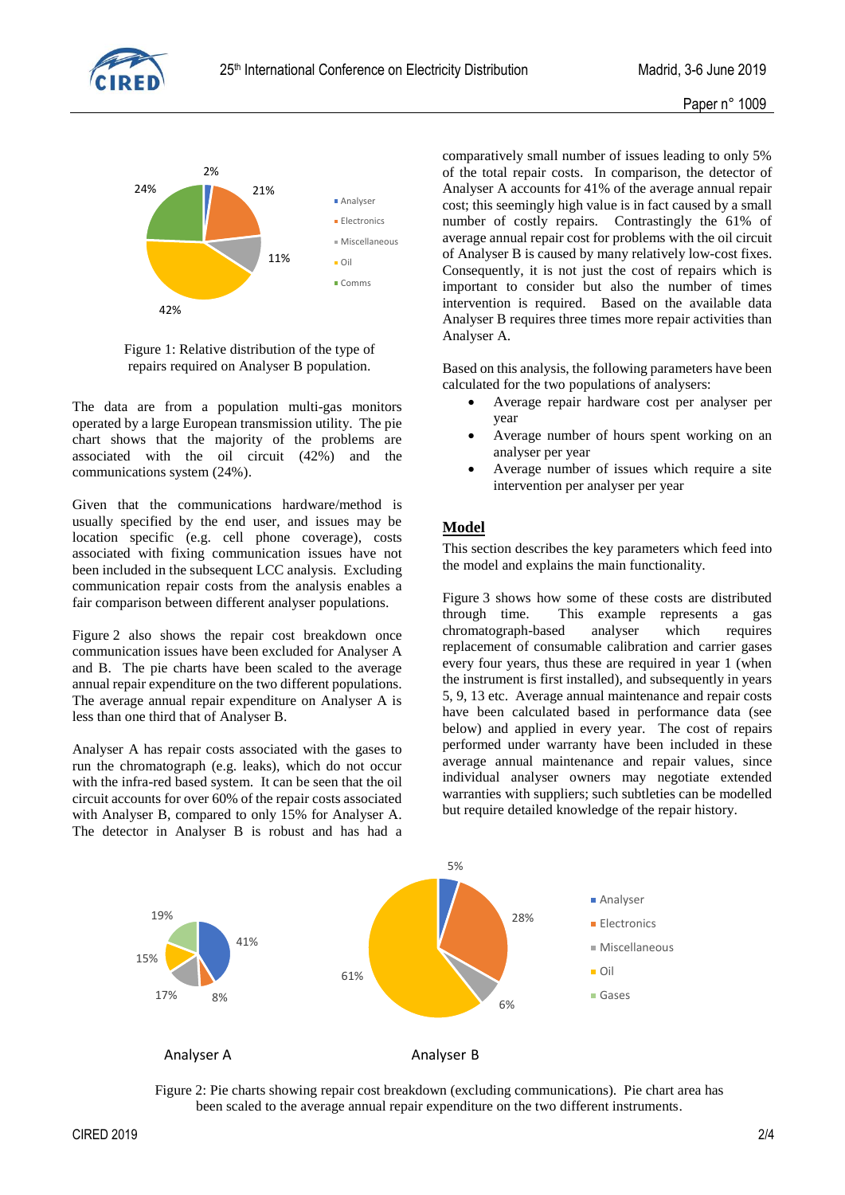Figure 1: Relative distribution of the type of repairs required on Analyser B population.

The data are from a population multi-gas monitors operated by a large European transmission utility. The pie chart shows that the majority of the problems are associated with the oil circuit (42%) and the communications system (24%).

Given that the communications hardware/method is usually specified by the end user, and issues may be location specific (e.g. cell phone coverage), costs associated with fixing communication issues have not been included in the subsequent LCC analysis. Excluding communication repair costs from the analysis enables a fair comparison between different analyser populations.

Figure 2 also shows the repair cost breakdown once communication issues have been excluded for Analyser A and B. The pie charts have been scaled to the average annual repair expenditure on the two different populations. The average annual repair expenditure on Analyser A is less than one third that of Analyser B.

Analyser A has repair costs associated with the gases to run the chromatograph (e.g. leaks), which do not occur with the infra-red based system. It can be seen that the oil circuit accounts for over 60% of the repair costs associated with Analyser B, compared to only 15% for Analyser A. The detector in Analyser B is robust and has had a comparatively small number of issues leading to only 5% of the total repair costs. In comparison, the detector of Analyser A accounts for 41% of the average annual repair cost; this seemingly high value is in fact caused by a small number of costly repairs. Contrastingly the 61% of average annual repair cost for problems with the oil circuit of Analyser B is caused by many relatively low-cost fixes. Consequently, it is not just the cost of repairs which is important to consider but also the number of times intervention is required. Based on the available data Analyser B requires three times more repair activities than Analyser A.

Based on this analysis, the following parameters have been calculated for the two populations of analysers:

- Average repair hardware cost per analyser per year
- Average number of hours spent working on an analyser per year
- Average number of issues which require a site intervention per analyser per year

## Model

This section describes the key parameters which feed into the model and explains the main functionality.

Figure 3 shows how some of these costs are distributed through time. This example represents a gas chromatograph-based analyser which requires replacement of consumable calibration and carrier gases every four years, thus these are required in year 1 (when the instrument is first installed), and subsequently in years 5, 9, 13 etc. Average annual maintenance and repair costs have been calculated based in performance data (see below) and applied in every year. The cost of repairs performed under warranty have been included in these average annual maintenance and repair values, since individual analyser owners may negotiate extended warranties with suppliers; such subtleties can be modelled but require detailed knowledge of the repair history.

Figure 2: Pie charts showing repair cost breakdown (excluding communications). Pie chart area has been scaled to the average annual repair expenditure on the two different instruments.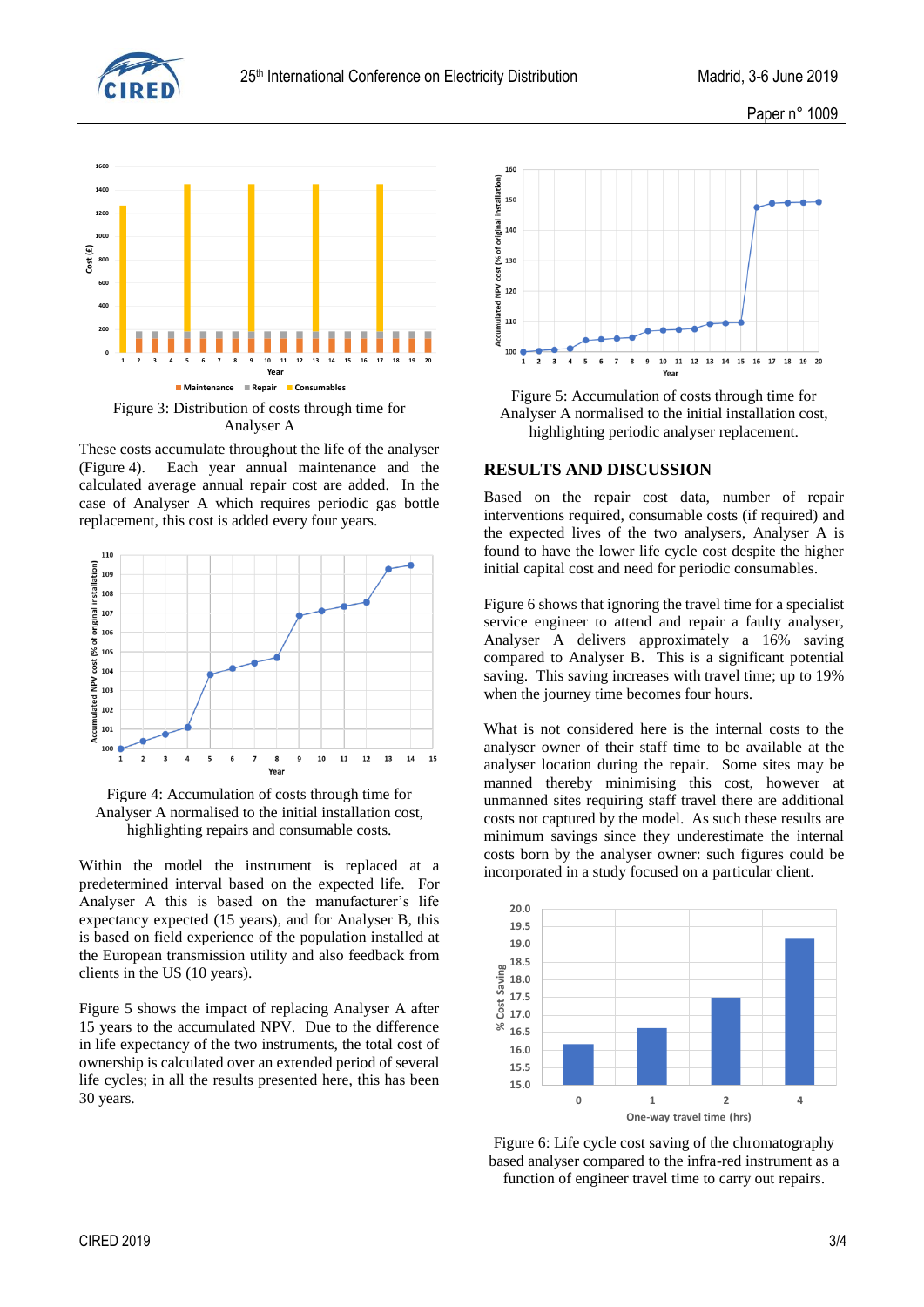Figure 3: Distribution of costs through time for Analyser A

These costs accumulate throughout the life of the analyser (Figure 4). Each year annual maintenance and the calculated average annual repair cost are added. In the case of Analyser A which requires periodic gas bottle replacement, this cost is added every four years.

Figure 4: Accumulation of costs through time for Analyser A normalised to the initial installation cost, highlighting repairs and consumable costs.

Within the model the instrument is replaced at a predetermined interval based on the expected life. For Analyser A this is based on the manufacturer's life expectancy expected (15 years), and for Analyser B, this is based on field experience of the population installed at the European transmission utility and also feedback from clients in the US (10 years).

Figure 5 shows the impact of replacing Analyser A after 15 years to the accumulated NPV. Due to the difference in life expectancy of the two instruments, the total cost of ownership is calculated over an extended period of several life cycles; in all the results presented here, this has been 30 years.

Figure 5: Accumulation of costs through time for Analyser A normalised to the initial installation cost, highlighting periodic analyser replacement.

## RESULTS AND DISCUSSION

Based on the repair cost data, number of repair interventions required, consumable costs (if required) and the expected lives of the two analysers, Analyser A is found to have the lower life cycle cost despite the higher initial capital cost and need for periodic consumables.

Figure 6 shows that ignoring the travel time for a specialist service engineer to attend and repair a faulty analyser, Analyser A delivers approximately a 16% saving compared to Analyser B. This is a significant potential saving. This saving increases with travel time; up to 19% when the journey time becomes four hours.

What is not considered here is the internal costs to the analyser owner of their staff time to be available at the analyser location during the repair. Some sites may be manned thereby minimising this cost, however at unmanned sites requiring staff travel there are additional costs not captured by the model. As such these results are minimum savings since they underestimate the internal costs born by the analyser owner: such figures could be incorporated in a study focused on a particular client.

Figure 6: Life cycle cost saving of the chromatography based analyser compared to the infra-red instrument as a function of engineer travel time to carry out repairs.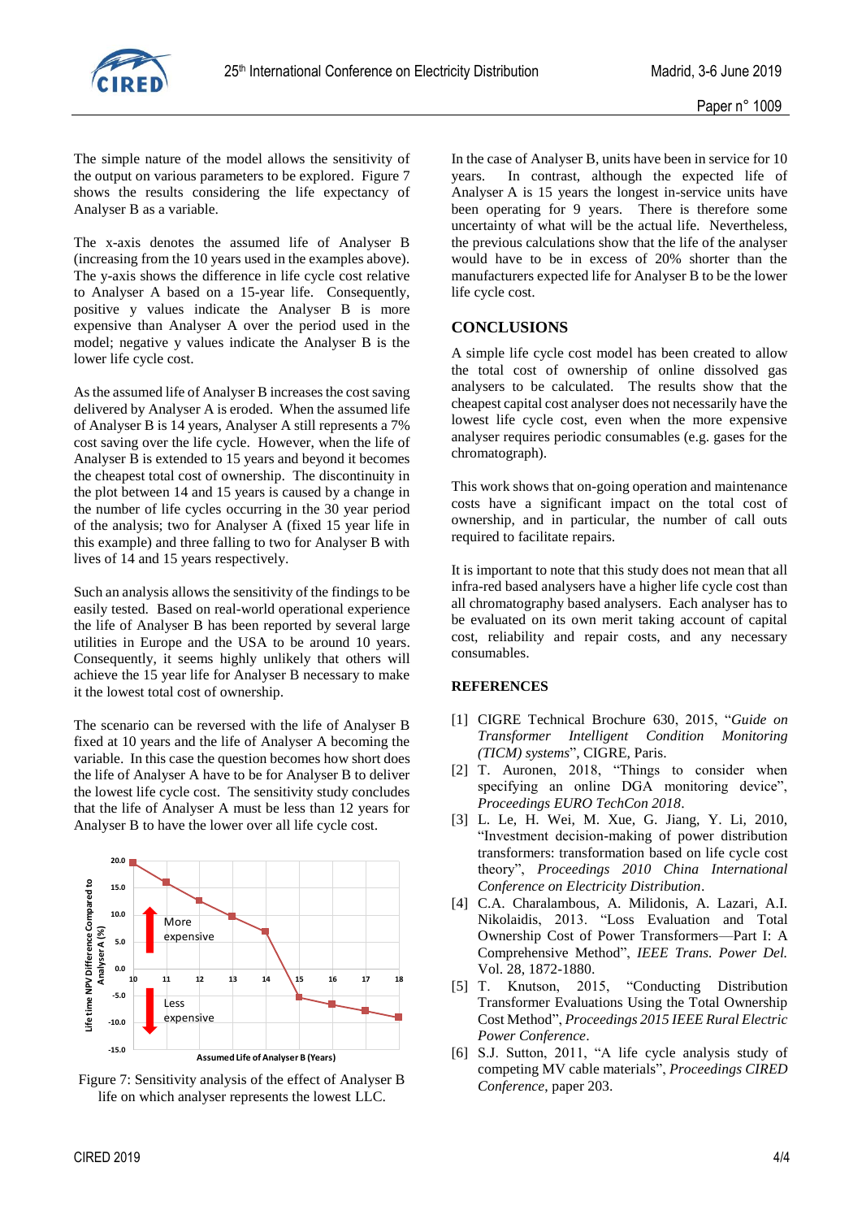The simple nature of the model allows the sensitivity of the output on various parameters to be explored. Figure 7 shows the results considering the life expectancy of Analyser B as a variable.

The x-axis denotes the assumed life of Analyser B (increasing from the 10 years used in the examples above). The y-axis shows the difference in life cycle cost relative to Analyser A based on a 15-year life. Consequently, positive y values indicate the Analyser B is more expensive than Analyser A over the period used in the model; negative y values indicate the Analyser B is the lower life cycle cost.

As the assumed life of Analyser B increases the cost saving delivered by Analyser A is eroded. When the assumed life of Analyser B is 14 years, Analyser A still represents a 7% cost saving over the life cycle. However, when the life of Analyser B is extended to 15 years and beyond it becomes the cheapest total cost of ownership. The discontinuity in the plot between 14 and 15 years is caused by a change in the number of life cycles occurring in the 30 year period of the analysis; two for Analyser A (fixed 15 year life in this example) and three falling to two for Analyser B with lives of 14 and 15 years respectively.

Such an analysis allows the sensitivity of the findings to be easily tested. Based on real-world operational experience the life of Analyser B has been reported by several large utilities in Europe and the USA to be around 10 years. Consequently, it seems highly unlikely that others will achieve the 15 year life for Analyser B necessary to make it the lowest total cost of ownership.

The scenario can be reversed with the life of Analyser B fixed at 10 years and the life of Analyser A becoming the variable. In this case the question becomes how short does the life of Analyser A have to be for Analyser B to deliver the lowest life cycle cost. The sensitivity study concludes that the life of Analyser A must be less than 12 years for Analyser B to have the lower over all life cycle cost.

Life time NPV Difference Compared to Analyser A (%)

20.0
15.0
10.0
5.0
0.0
-5.0
-10.0
-15.0

10 11 12 13 14 15 16 17 18

More expensive

Less expensive

Assumed Life of Analyser B (Years)

Figure 7: Sensitivity analysis of the effect of Analyser B life on which analyser represents the lowest LLC.

In the case of Analyser B, units have been in service for 10 years. In contrast, although the expected life of Analyser A is 15 years the longest in-service units have been operating for 9 years. There is therefore some uncertainty of what will be the actual life. Nevertheless, the previous calculations show that the life of the analyser would have to be in excess of 20% shorter than the manufacturers expected life for Analyser B to be the lower life cycle cost.

## CONCLUSIONS

A simple life cycle cost model has been created to allow the total cost of ownership of online dissolved gas analysers to be calculated. The results show that the cheapest capital cost analyser does not necessarily have the lowest life cycle cost, even when the more expensive analyser requires periodic consumables (e.g. gases for the chromatograph).

This work shows that on-going operation and maintenance costs have a significant impact on the total cost of ownership, and in particular, the number of call outs required to facilitate repairs.

It is important to note that this study does not mean that all infra-red based analysers have a higher life cycle cost than all chromatography based analysers. Each analyser has to be evaluated on its own merit taking account of capital cost, reliability and repair costs, and any necessary consumables.

## REFERENCES

[1] CIGRE Technical Brochure 630, 2015, "*Guide on Transformer Intelligent Condition Monitoring (TICM) systems*", CIGRE, Paris.

[2] T. Auronen, 2018, "Things to consider when specifying an online DGA monitoring device", *Proceedings EURO TechCon 2018*.

[3] L. Le, H. Wei, M. Xue, G. Jiang, Y. Li, 2010, "Investment decision-making of power distribution transformers: transformation based on life cycle cost theory", *Proceedings 2010 China International Conference on Electricity Distribution*.

[4] C.A. Charalambous, A. Milidonis, A. Lazari, A.I. Nikolaidis, 2013. "Loss Evaluation and Total Ownership Cost of Power Transformers—Part I: A Comprehensive Method", *IEEE Trans. Power Del.* Vol. 28, 1872-1880.

[5] T. Knutson, 2015, "Conducting Distribution Transformer Evaluations Using the Total Ownership Cost Method", *Proceedings 2015 IEEE Rural Electric Power Conference*.

[6] S.J. Sutton, 2011, "A life cycle analysis study of competing MV cable materials", *Proceedings CIRED Conference*, paper 203.